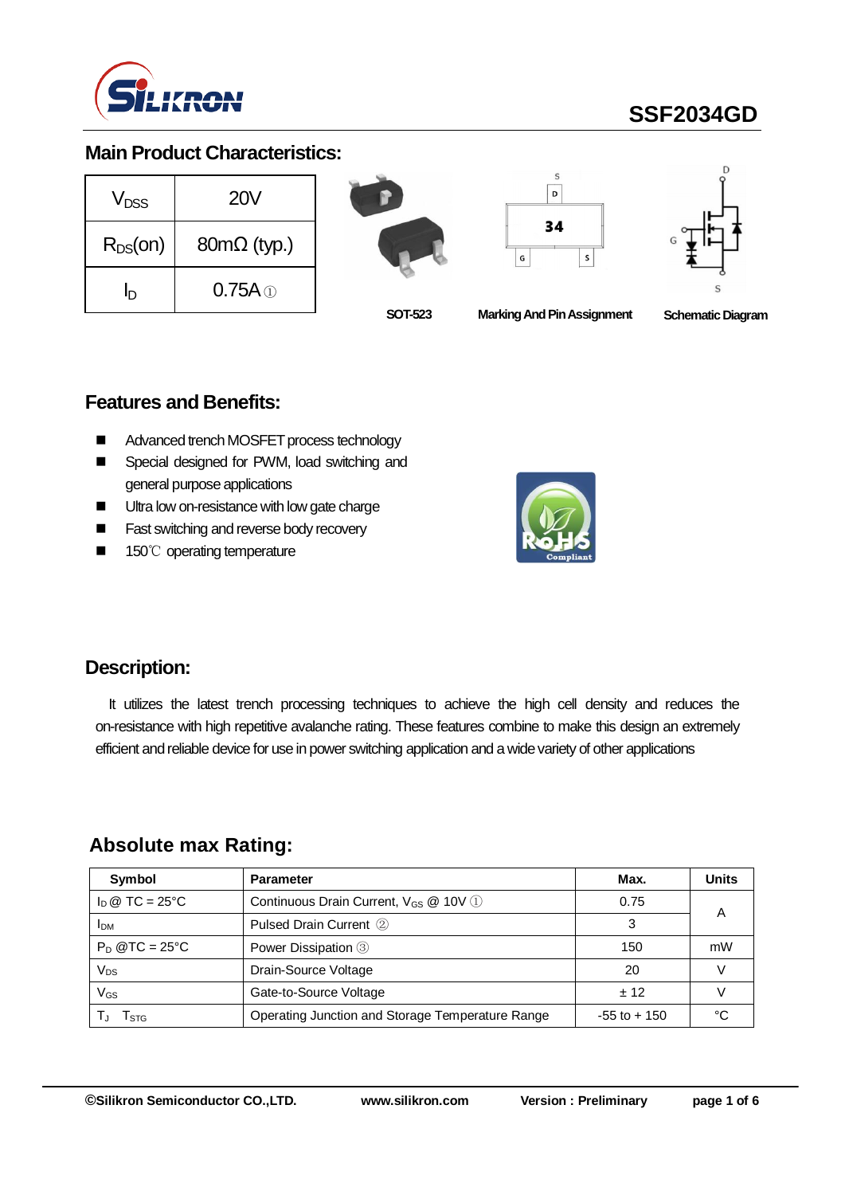# SSF2034GD

## Main Product Characteristics:

| | |
|---|---|
| $V_{DSS}$ | 20V |
| $R_{DS}(on)$ | 80mΩ (typ.) |
| $I_D$ | 0.75A ① |

SOT-523 | Marking And Pin Assignment | Schematic Diagram

## Features and Benefits:

- Advanced trench MOSFET process technology
- Special designed for PWM, load switching and general purpose applications
- Ultra low on-resistance with low gate charge
- Fast switching and reverse body recovery
- 150℃ operating temperature

## Description:

It utilizes the latest trench processing techniques to achieve the high cell density and reduces the on-resistance with high repetitive avalanche rating. These features combine to make this design an extremely efficient and reliable device for use in power switching application and a wide variety of other applications

## Absolute max Rating:

| Symbol | Parameter | Max. | Units |
|---|---|---|---|
| $I_D$ @ TC = 25°C | Continuous Drain Current, $V_{GS}$ @ 10V ① | 0.75 | A |
| $I_{DM}$ | Pulsed Drain Current ② | 3 | |
| $P_D$ @TC = 25°C | Power Dissipation ③ | 150 | mW |
| $V_{DS}$ | Drain-Source Voltage | 20 | V |
| $V_{GS}$ | Gate-to-Source Voltage | ± 12 | V |
| $T_J$ $T_{STG}$ | Operating Junction and Storage Temperature Range | -55 to + 150 | °C |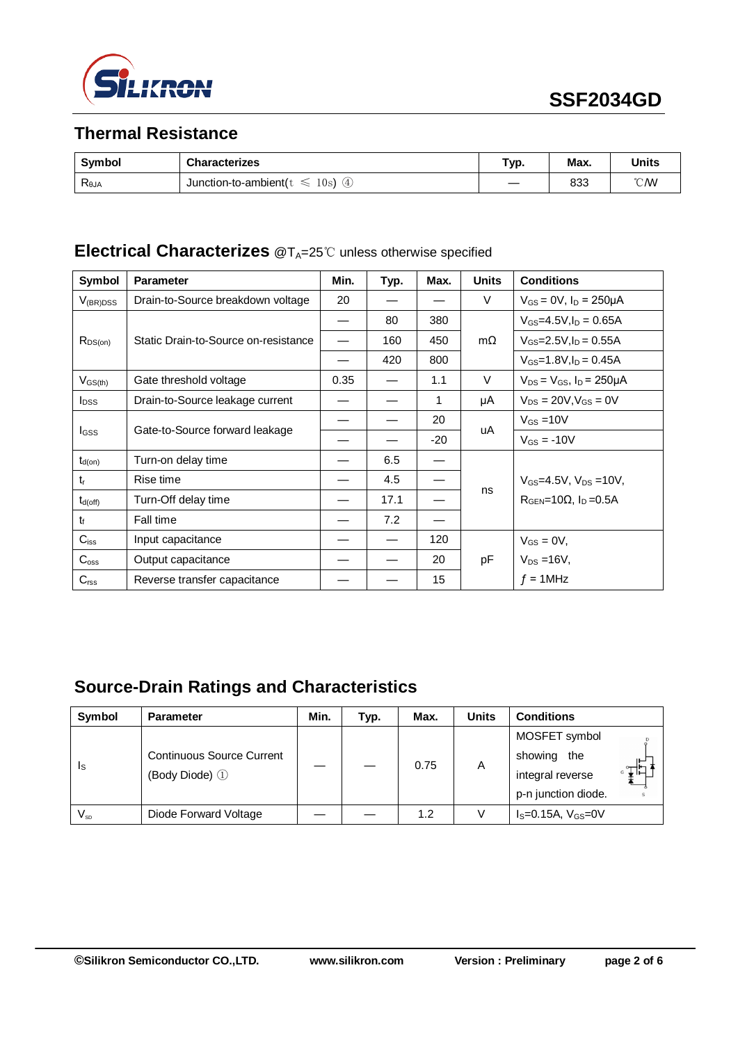## Thermal Resistance

| Symbol | Characterizes | Typ. | Max. | Units |
|---|---|---|---|---|
| $R_{\theta JA}$ | Junction-to-ambient(t ≤ 10s) ④ | — | 833 | ℃/W |

## Electrical Characterizes @$T_A$=25℃ unless otherwise specified

| Symbol | Parameter | Min. | Typ. | Max. | Units | Conditions |
|---|---|---|---|---|---|---|
| $V_{(BR)DSS}$ | Drain-to-Source breakdown voltage | 20 | — | — | V | $V_{GS}$ = 0V, $I_D$ = 250μA |
| $R_{DS(on)}$ | Static Drain-to-Source on-resistance | — | 80 | 380 | mΩ | $V_{GS}$=4.5V,$I_D$ = 0.65A |
| | | — | 160 | 450 | | $V_{GS}$=2.5V,$I_D$ = 0.55A |
| | | — | 420 | 800 | | $V_{GS}$=1.8V,$I_D$ = 0.45A |
| $V_{GS(th)}$ | Gate threshold voltage | 0.35 | — | 1.1 | V | $V_{DS}$ = $V_{GS}$, $I_D$ = 250μA |
| $I_{DSS}$ | Drain-to-Source leakage current | — | — | 1 | μA | $V_{DS}$ = 20V,$V_{GS}$ = 0V |
| $I_{GSS}$ | Gate-to-Source forward leakage | — | — | 20 | uA | $V_{GS}$ =10V |
| | | — | — | -20 | | $V_{GS}$ = -10V |
| $t_{d(on)}$ | Turn-on delay time | — | 6.5 | — | ns | $V_{GS}$=4.5V, $V_{DS}$ =10V, $R_{GEN}$=10Ω, $I_D$ =0.5A |
| $t_r$ | Rise time | — | 4.5 | — | | |
| $t_{d(off)}$ | Turn-Off delay time | — | 17.1 | — | | |
| $t_f$ | Fall time | — | 7.2 | — | | |
| $C_{iss}$ | Input capacitance | — | — | 120 | pF | $V_{GS}$ = 0V, $V_{DS}$ =16V, $f$ = 1MHz |
| $C_{oss}$ | Output capacitance | — | — | 20 | | |
| $C_{rss}$ | Reverse transfer capacitance | — | — | 15 | | |

## Source-Drain Ratings and Characteristics

| Symbol | Parameter | Min. | Typ. | Max. | Units | Conditions |
|---|---|---|---|---|---|---|
| $I_S$ | Continuous Source Current (Body Diode) ① | — | — | 0.75 | A | MOSFET symbol showing the integral reverse p-n junction diode. |
| $V_{SD}$ | Diode Forward Voltage | — | — | 1.2 | V | $I_S$=0.15A, $V_{GS}$=0V |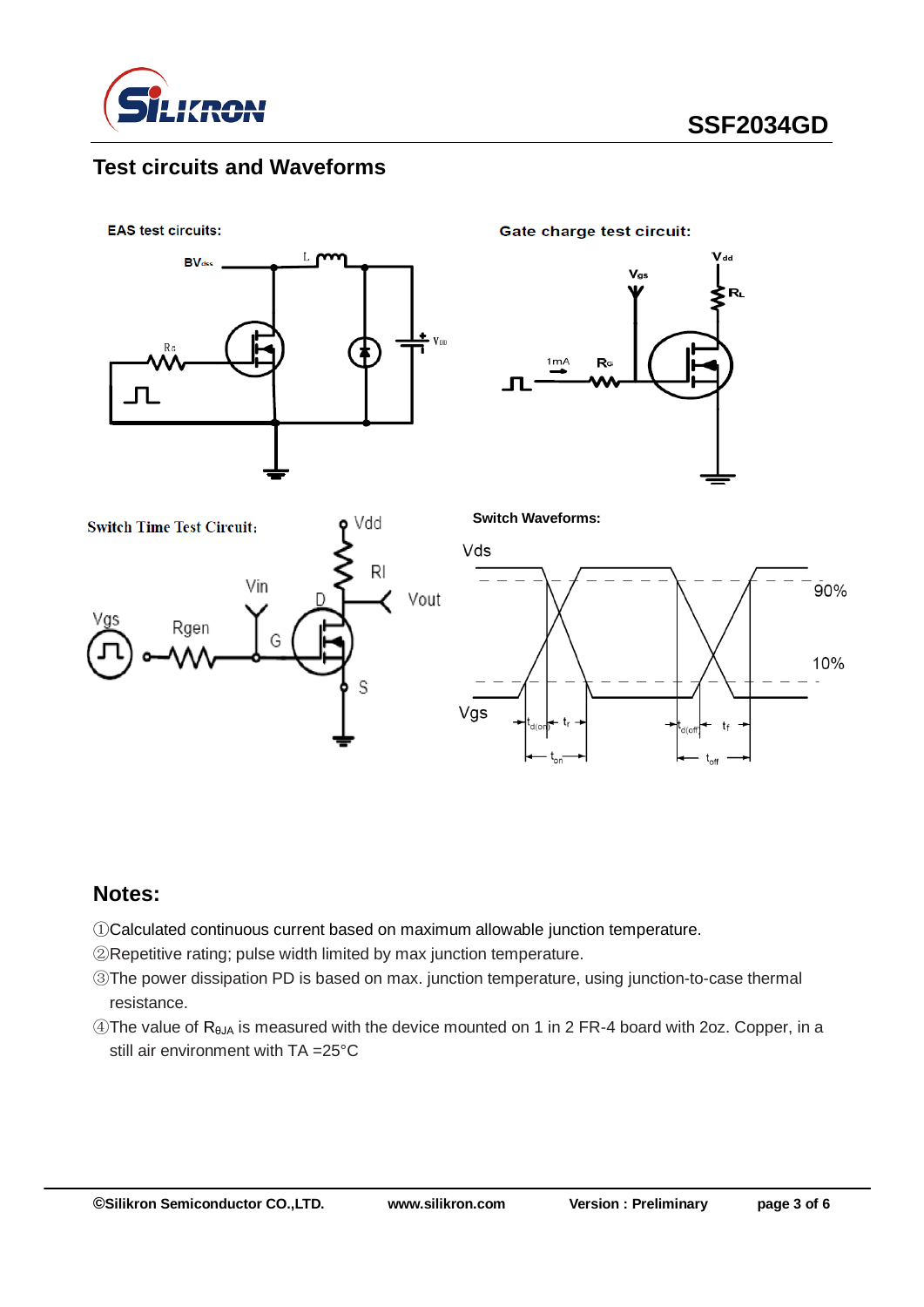## Test circuits and Waveforms

EAS test circuits:

Gate charge test circuit:

Switch Time Test Circuit:

Switch Waveforms:

## Notes:

①Calculated continuous current based on maximum allowable junction temperature.

②Repetitive rating; pulse width limited by max junction temperature.

③The power dissipation PD is based on max. junction temperature, using junction-to-case thermal resistance.

④The value of $R_{\theta JA}$ is measured with the device mounted on 1 in 2 FR-4 board with 2oz. Copper, in a still air environment with TA =25°C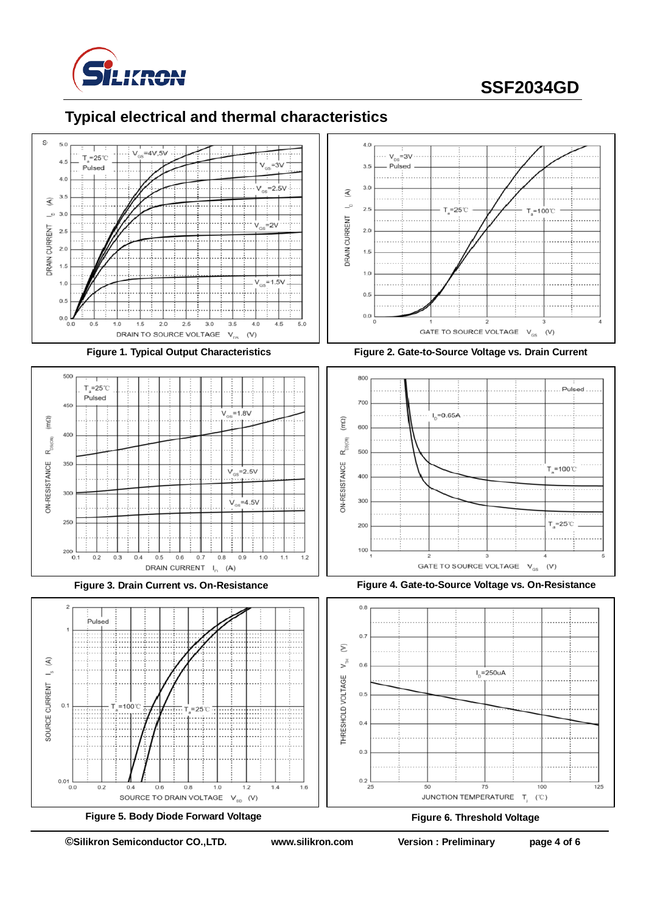## Typical electrical and thermal characteristics

Figure 1. Typical Output Characteristics

Figure 2. Gate-to-Source Voltage vs. Drain Current

Figure 3. Drain Current vs. On-Resistance

Figure 4. Gate-to-Source Voltage vs. On-Resistance

Figure 5. Body Diode Forward Voltage

Figure 6. Threshold Voltage

©Silikron Semiconductor CO.,LTD. www.silikron.com Version : Preliminary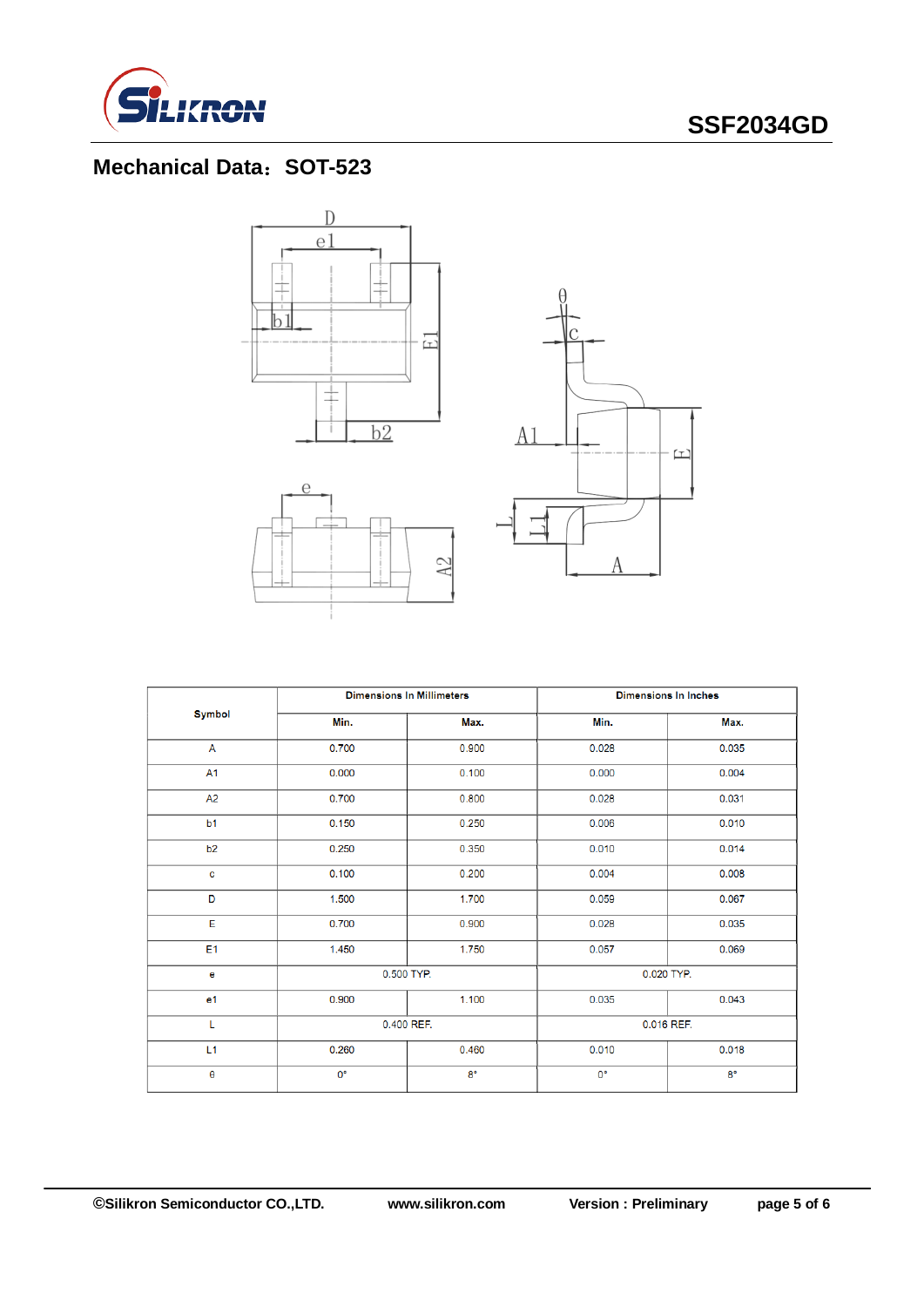## Mechanical Data：SOT-523

| Symbol | Dimensions In Millimeters | | Dimensions In Inches | |
|---|---|---|---|---|
| | Min. | Max. | Min. | Max. |
| A | 0.700 | 0.900 | 0.028 | 0.035 |
| A1 | 0.000 | 0.100 | 0.000 | 0.004 |
| A2 | 0.700 | 0.800 | 0.028 | 0.031 |
| b1 | 0.150 | 0.250 | 0.006 | 0.010 |
| b2 | 0.250 | 0.350 | 0.010 | 0.014 |
| c | 0.100 | 0.200 | 0.004 | 0.008 |
| D | 1.500 | 1.700 | 0.059 | 0.067 |
| E | 0.700 | 0.900 | 0.028 | 0.035 |
| E1 | 1.450 | 1.750 | 0.057 | 0.069 |
| e | 0.500 TYP. | | 0.020 TYP. | |
| e1 | 0.900 | 1.100 | 0.035 | 0.043 |
| L | 0.400 REF. | | 0.016 REF. | |
| L1 | 0.260 | 0.460 | 0.010 | 0.018 |
| θ | 0° | 8° | 0° | 8° |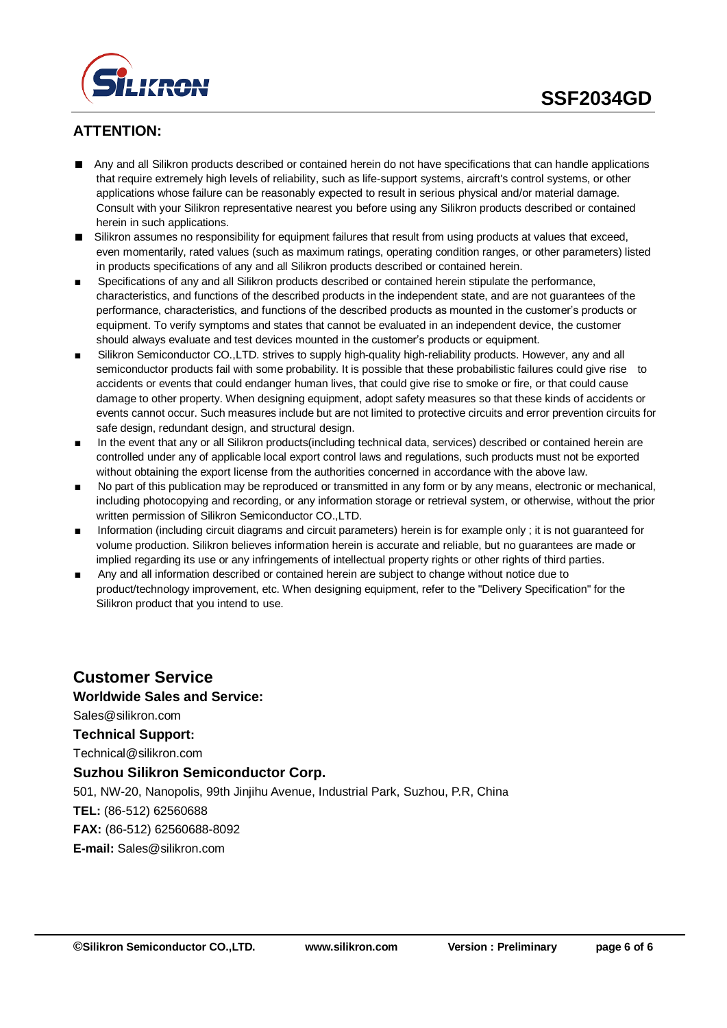## ATTENTION:

- Any and all Silikron products described or contained herein do not have specifications that can handle applications that require extremely high levels of reliability, such as life-support systems, aircraft's control systems, or other applications whose failure can be reasonably expected to result in serious physical and/or material damage. Consult with your Silikron representative nearest you before using any Silikron products described or contained herein in such applications.
- Silikron assumes no responsibility for equipment failures that result from using products at values that exceed, even momentarily, rated values (such as maximum ratings, operating condition ranges, or other parameters) listed in products specifications of any and all Silikron products described or contained herein.
- Specifications of any and all Silikron products described or contained herein stipulate the performance, characteristics, and functions of the described products in the independent state, and are not guarantees of the performance, characteristics, and functions of the described products as mounted in the customer's products or equipment. To verify symptoms and states that cannot be evaluated in an independent device, the customer should always evaluate and test devices mounted in the customer's products or equipment.
- Silikron Semiconductor CO.,LTD. strives to supply high-quality high-reliability products. However, any and all semiconductor products fail with some probability. It is possible that these probabilistic failures could give rise to accidents or events that could endanger human lives, that could give rise to smoke or fire, or that could cause damage to other property. When designing equipment, adopt safety measures so that these kinds of accidents or events cannot occur. Such measures include but are not limited to protective circuits and error prevention circuits for safe design, redundant design, and structural design.
- In the event that any or all Silikron products(including technical data, services) described or contained herein are controlled under any of applicable local export control laws and regulations, such products must not be exported without obtaining the export license from the authorities concerned in accordance with the above law.
- No part of this publication may be reproduced or transmitted in any form or by any means, electronic or mechanical, including photocopying and recording, or any information storage or retrieval system, or otherwise, without the prior written permission of Silikron Semiconductor CO.,LTD.
- Information (including circuit diagrams and circuit parameters) herein is for example only ; it is not guaranteed for volume production. Silikron believes information herein is accurate and reliable, but no guarantees are made or implied regarding its use or any infringements of intellectual property rights or other rights of third parties.
- Any and all information described or contained herein are subject to change without notice due to product/technology improvement, etc. When designing equipment, refer to the "Delivery Specification" for the Silikron product that you intend to use.

## Customer Service

**Worldwide Sales and Service:**

Sales@silikron.com

**Technical Support:**

Technical@silikron.com

### Suzhou Silikron Semiconductor Corp.

501, NW-20, Nanopolis, 99th Jinjihu Avenue, Industrial Park, Suzhou, P.R, China

**TEL:** (86-512) 62560688

**FAX:** (86-512) 62560688-8092

**E-mail:** Sales@silikron.com